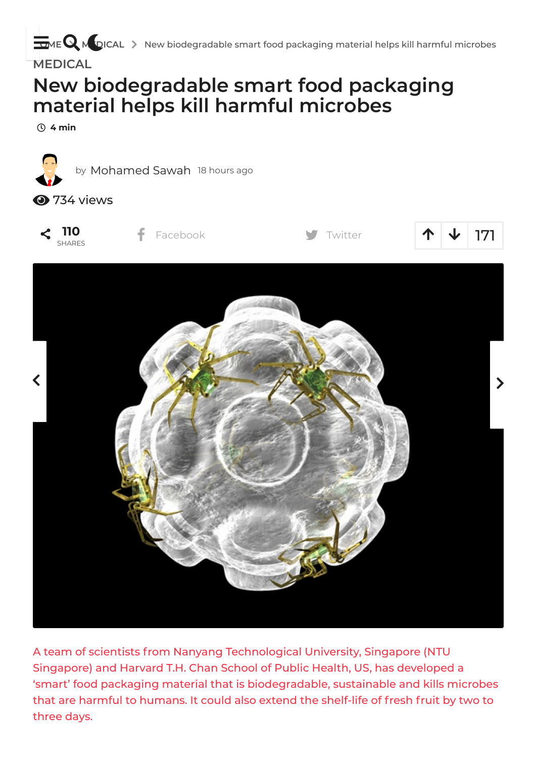HOME > MEDICAL > New biodegradable smart food packaging material helps kill harmful microbes

MEDICAL

# New biodegradable smart food packaging material helps kill harmful microbes

4 min

by Mohamed Sawah 18 hours ago

734 views

110 SHARES Facebook Twitter 171

A team of scientists from Nanyang Technological University, Singapore (NTU Singapore) and Harvard T.H. Chan School of Public Health, US, has developed a 'smart' food packaging material that is biodegradable, sustainable and kills microbes that are harmful to humans. It could also extend the shelf-life of fresh fruit by two to three days.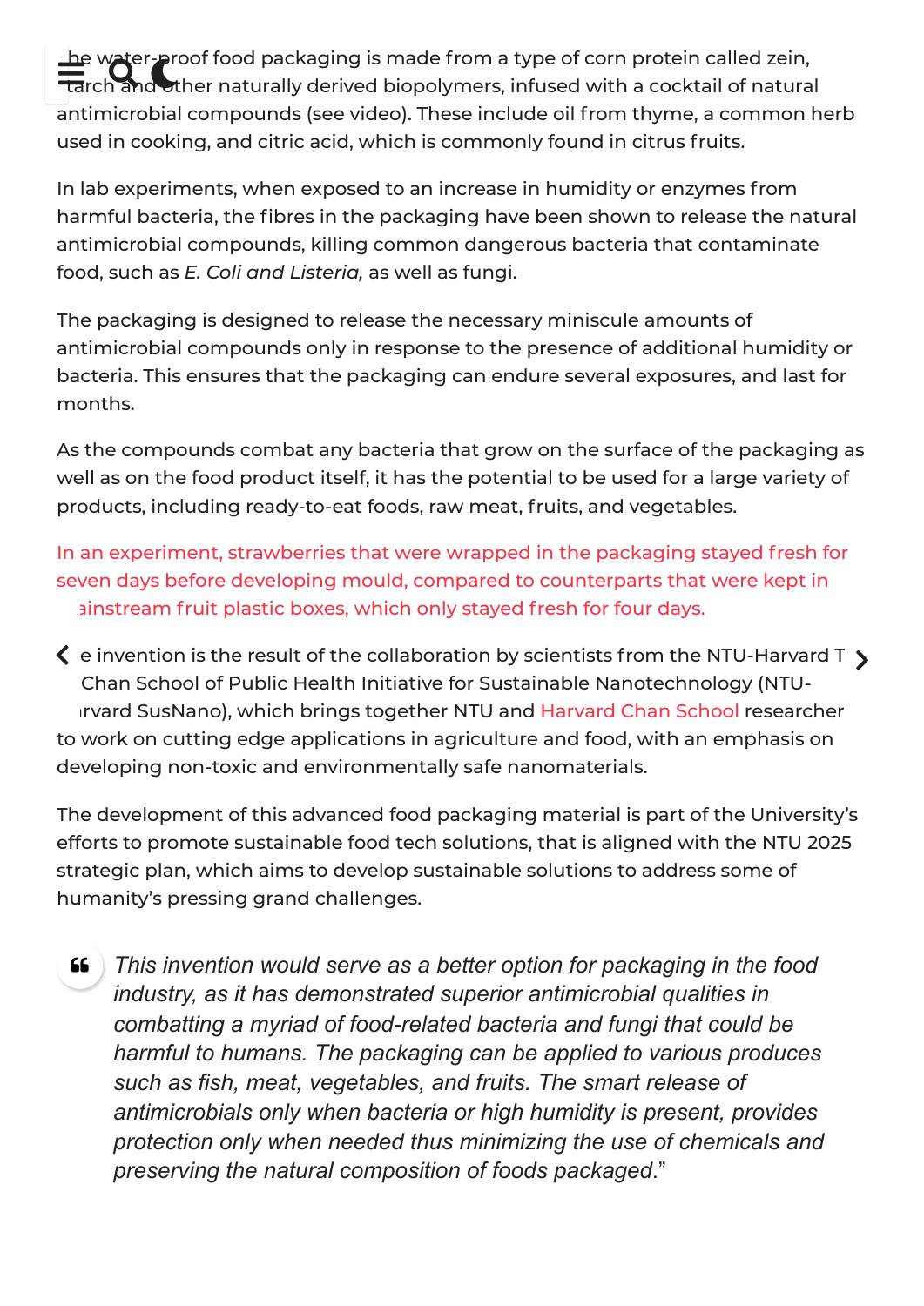The water-proof food packaging is made from a type of corn protein called zein, starch and other naturally derived biopolymers, infused with a cocktail of natural antimicrobial compounds (see video). These include oil from thyme, a common herb used in cooking, and citric acid, which is commonly found in citrus fruits.

In lab experiments, when exposed to an increase in humidity or enzymes from harmful bacteria, the fibres in the packaging have been shown to release the natural antimicrobial compounds, killing common dangerous bacteria that contaminate food, such as *E. Coli and Listeria,* as well as fungi.

The packaging is designed to release the necessary miniscule amounts of antimicrobial compounds only in response to the presence of additional humidity or bacteria. This ensures that the packaging can endure several exposures, and last for months.

As the compounds combat any bacteria that grow on the surface of the packaging as well as on the food product itself, it has the potential to be used for a large variety of products, including ready-to-eat foods, raw meat, fruits, and vegetables.

In an experiment, strawberries that were wrapped in the packaging stayed fresh for seven days before developing mould, compared to counterparts that were kept in mainstream fruit plastic boxes, which only stayed fresh for four days.

The invention is the result of the collaboration by scientists from the NTU-Harvard T.H. Chan School of Public Health Initiative for Sustainable Nanotechnology (NTU-Harvard SusNano), which brings together NTU and Harvard Chan School researcher to work on cutting edge applications in agriculture and food, with an emphasis on developing non-toxic and environmentally safe nanomaterials.

The development of this advanced food packaging material is part of the University's efforts to promote sustainable food tech solutions, that is aligned with the NTU 2025 strategic plan, which aims to develop sustainable solutions to address some of humanity's pressing grand challenges.

> *This invention would serve as a better option for packaging in the food industry, as it has demonstrated superior antimicrobial qualities in combatting a myriad of food-related bacteria and fungi that could be harmful to humans. The packaging can be applied to various produces such as fish, meat, vegetables, and fruits. The smart release of antimicrobials only when bacteria or high humidity is present, provides protection only when needed thus minimizing the use of chemicals and preserving the natural composition of foods packaged.*"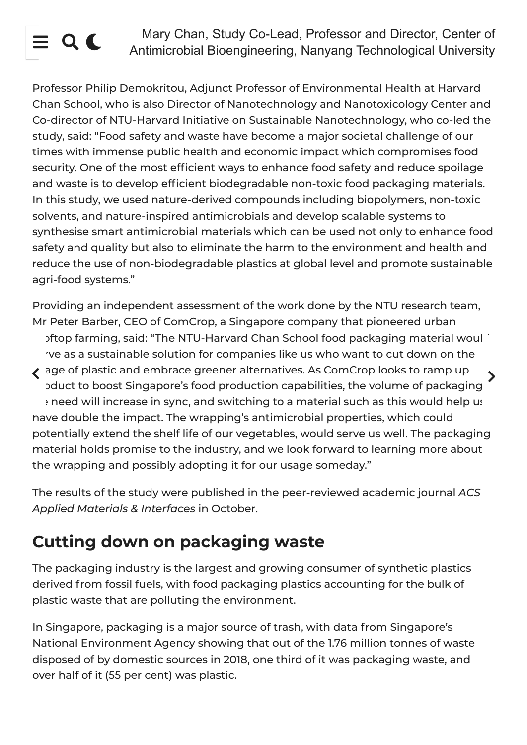Mary Chan, Study Co-Lead, Professor and Director, Center of Antimicrobial Bioengineering, Nanyang Technological University

Professor Philip Demokritou, Adjunct Professor of Environmental Health at Harvard Chan School, who is also Director of Nanotechnology and Nanotoxicology Center and Co-director of NTU-Harvard Initiative on Sustainable Nanotechnology, who co-led the study, said: "Food safety and waste have become a major societal challenge of our times with immense public health and economic impact which compromises food security. One of the most efficient ways to enhance food safety and reduce spoilage and waste is to develop efficient biodegradable non-toxic food packaging materials. In this study, we used nature-derived compounds including biopolymers, non-toxic solvents, and nature-inspired antimicrobials and develop scalable systems to synthesise smart antimicrobial materials which can be used not only to enhance food safety and quality but also to eliminate the harm to the environment and health and reduce the use of non-biodegradable plastics at global level and promote sustainable agri-food systems."

Providing an independent assessment of the work done by the NTU research team, Mr Peter Barber, CEO of ComCrop, a Singapore company that pioneered urban rooftop farming, said: "The NTU-Harvard Chan School food packaging material would serve as a sustainable solution for companies like us who want to cut down on the usage of plastic and embrace greener alternatives. As ComCrop looks to ramp up product to boost Singapore's food production capabilities, the volume of packaging we need will increase in sync, and switching to a material such as this would help us have double the impact. The wrapping's antimicrobial properties, which could potentially extend the shelf life of our vegetables, would serve us well. The packaging material holds promise to the industry, and we look forward to learning more about the wrapping and possibly adopting it for our usage someday."

The results of the study were published in the peer-reviewed academic journal *ACS Applied Materials & Interfaces* in October.

## Cutting down on packaging waste

The packaging industry is the largest and growing consumer of synthetic plastics derived from fossil fuels, with food packaging plastics accounting for the bulk of plastic waste that are polluting the environment.

In Singapore, packaging is a major source of trash, with data from Singapore's National Environment Agency showing that out of the 1.76 million tonnes of waste disposed of by domestic sources in 2018, one third of it was packaging waste, and over half of it (55 per cent) was plastic.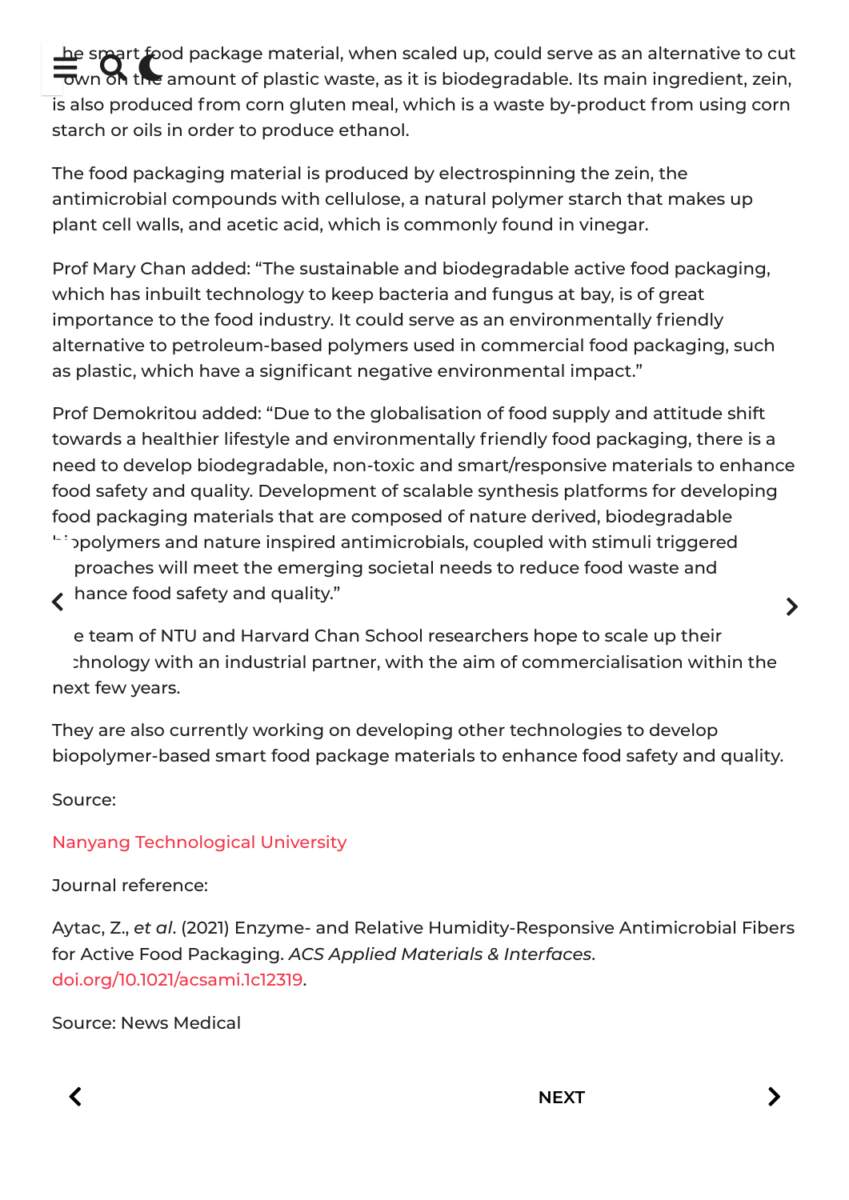The smart food package material, when scaled up, could serve as an alternative to cut down on the amount of plastic waste, as it is biodegradable. Its main ingredient, zein, is also produced from corn gluten meal, which is a waste by-product from using corn starch or oils in order to produce ethanol.

The food packaging material is produced by electrospinning the zein, the antimicrobial compounds with cellulose, a natural polymer starch that makes up plant cell walls, and acetic acid, which is commonly found in vinegar.

Prof Mary Chan added: "The sustainable and biodegradable active food packaging, which has inbuilt technology to keep bacteria and fungus at bay, is of great importance to the food industry. It could serve as an environmentally friendly alternative to petroleum-based polymers used in commercial food packaging, such as plastic, which have a significant negative environmental impact."

Prof Demokritou added: "Due to the globalisation of food supply and attitude shift towards a healthier lifestyle and environmentally friendly food packaging, there is a need to develop biodegradable, non-toxic and smart/responsive materials to enhance food safety and quality. Development of scalable synthesis platforms for developing food packaging materials that are composed of nature derived, biodegradable biopolymers and nature inspired antimicrobials, coupled with stimuli triggered approaches will meet the emerging societal needs to reduce food waste and enhance food safety and quality."

The team of NTU and Harvard Chan School researchers hope to scale up their technology with an industrial partner, with the aim of commercialisation within the next few years.

They are also currently working on developing other technologies to develop biopolymer-based smart food package materials to enhance food safety and quality.

Source:

Nanyang Technological University

Journal reference:

Aytac, Z., *et al*. (2021) Enzyme- and Relative Humidity-Responsive Antimicrobial Fibers for Active Food Packaging. *ACS Applied Materials & Interfaces*. doi.org/10.1021/acsami.1c12319.

Source: News Medical

NEXT